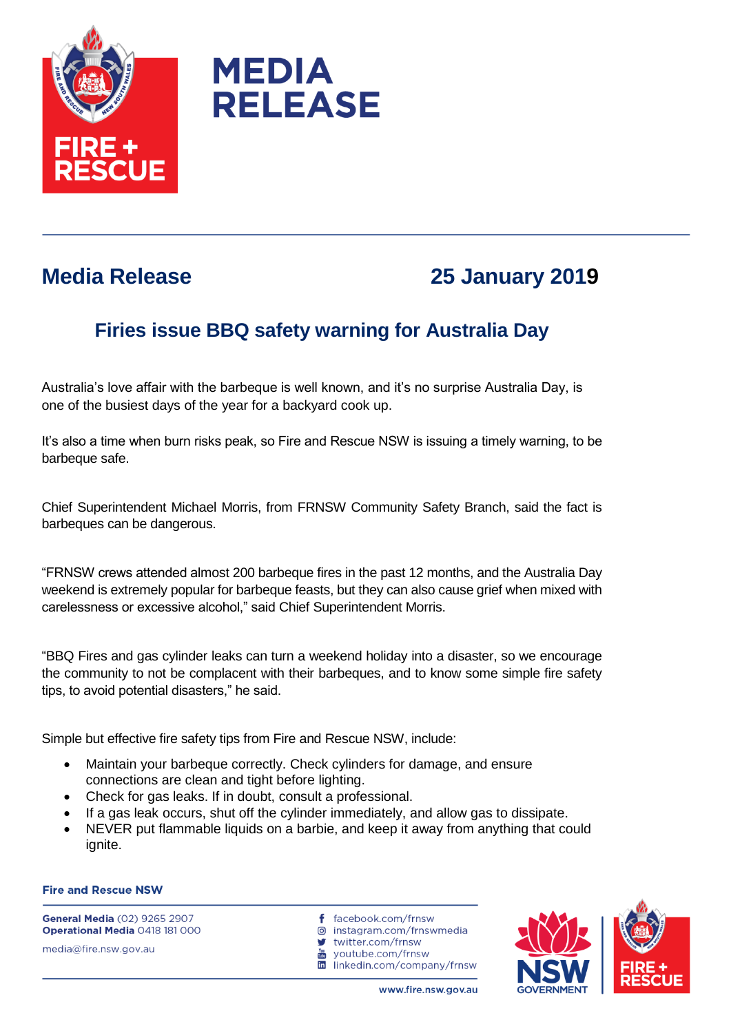# MEDIA RELEASE

## Media Release 25 January 2019

### Firies issue BBQ safety warning for Australia Day

Australia's love affair with the barbeque is well known, and it's no surprise Australia Day, is one of the busiest days of the year for a backyard cook up.

It's also a time when burn risks peak, so Fire and Rescue NSW is issuing a timely warning, to be barbeque safe.

Chief Superintendent Michael Morris, from FRNSW Community Safety Branch, said the fact is barbeques can be dangerous.

"FRNSW crews attended almost 200 barbeque fires in the past 12 months, and the Australia Day weekend is extremely popular for barbeque feasts, but they can also cause grief when mixed with carelessness or excessive alcohol," said Chief Superintendent Morris.

"BBQ Fires and gas cylinder leaks can turn a weekend holiday into a disaster, so we encourage the community to not be complacent with their barbeques, and to know some simple fire safety tips, to avoid potential disasters," he said.

Simple but effective fire safety tips from Fire and Rescue NSW, include:

- Maintain your barbeque correctly. Check cylinders for damage, and ensure connections are clean and tight before lighting.
- Check for gas leaks. If in doubt, consult a professional.
- If a gas leak occurs, shut off the cylinder immediately, and allow gas to dissipate.
- NEVER put flammable liquids on a barbie, and keep it away from anything that could ignite.

**Fire and Rescue NSW**

**General Media** (02) 9265 2907
**Operational Media** 0418 181 000
media@fire.nsw.gov.au

facebook.com/frnsw
instagram.com/frnswmedia
twitter.com/frnsw
youtube.com/frnsw
linkedin.com/company/frnsw

www.fire.nsw.gov.au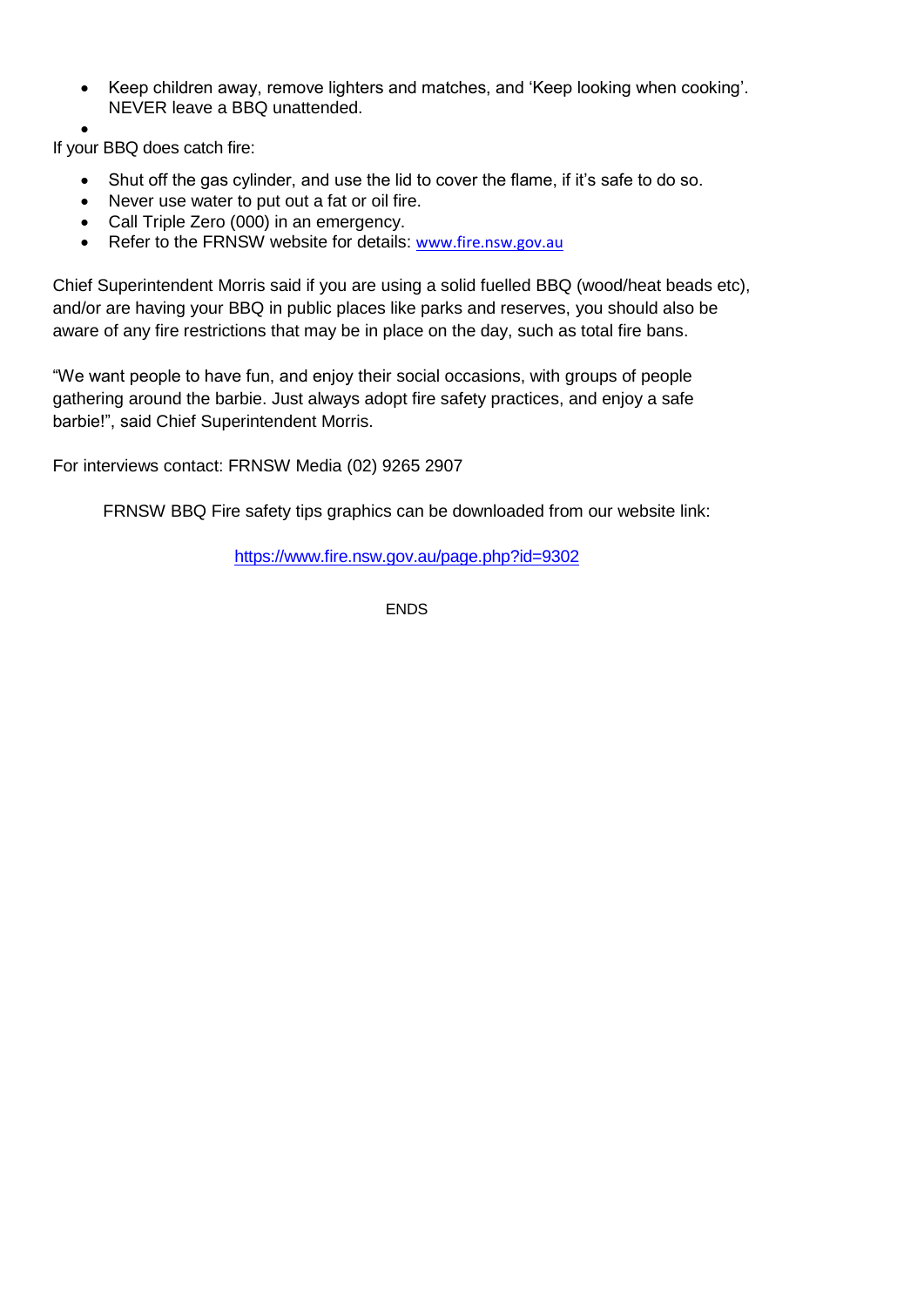- Keep children away, remove lighters and matches, and 'Keep looking when cooking'. NEVER leave a BBQ unattended.
-

If your BBQ does catch fire:

- Shut off the gas cylinder, and use the lid to cover the flame, if it's safe to do so.
- Never use water to put out a fat or oil fire.
- Call Triple Zero (000) in an emergency.
- Refer to the FRNSW website for details: www.fire.nsw.gov.au

Chief Superintendent Morris said if you are using a solid fuelled BBQ (wood/heat beads etc), and/or are having your BBQ in public places like parks and reserves, you should also be aware of any fire restrictions that may be in place on the day, such as total fire bans.

"We want people to have fun, and enjoy their social occasions, with groups of people gathering around the barbie. Just always adopt fire safety practices, and enjoy a safe barbie!", said Chief Superintendent Morris.

For interviews contact: FRNSW Media (02) 9265 2907

FRNSW BBQ Fire safety tips graphics can be downloaded from our website link:

https://www.fire.nsw.gov.au/page.php?id=9302

ENDS